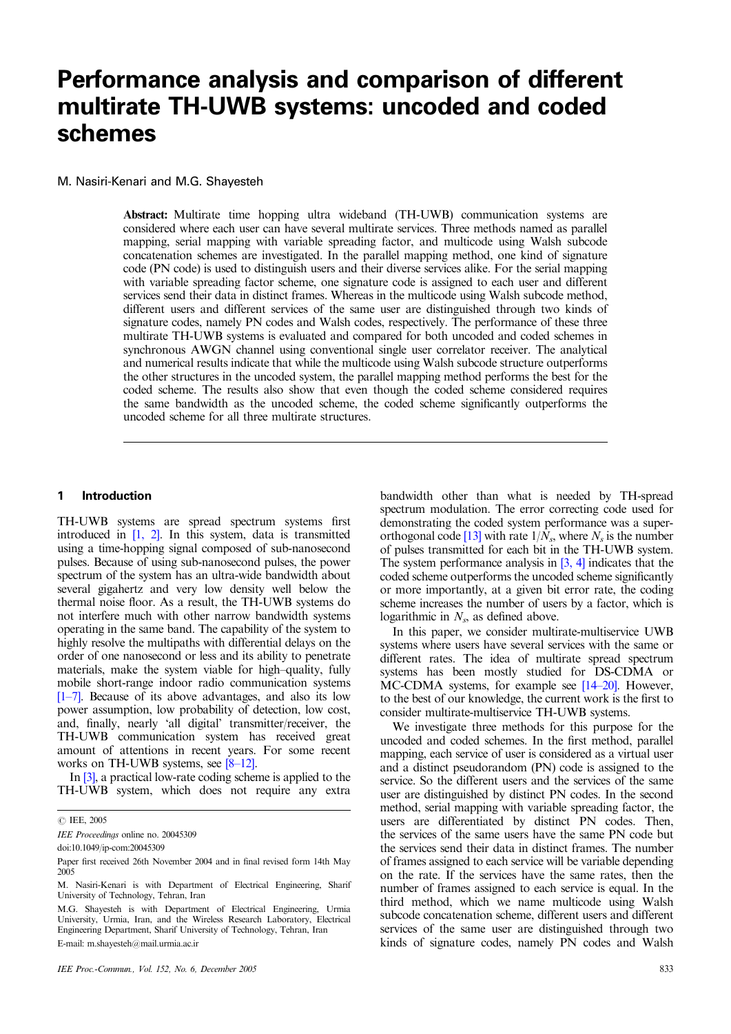# Performance analysis and comparison of different multirate TH-UWB systems: uncoded and coded schemes

M. Nasiri-Kenari and M.G. Shayesteh

**Abstract:** Multirate time hopping ultra wideband (TH-UWB) communication systems are considered where each user can have several multirate services. Three methods named as parallel mapping, serial mapping with variable spreading factor, and multicode using Walsh subcode concatenation schemes are investigated. In the parallel mapping method, one kind of signature code (PN code) is used to distinguish users and their diverse services alike. For the serial mapping with variable spreading factor scheme, one signature code is assigned to each user and different services send their data in distinct frames. Whereas in the multicode using Walsh subcode method, different users and different services of the same user are distinguished through two kinds of signature codes, namely PN codes and Walsh codes, respectively. The performance of these three multirate TH-UWB systems is evaluated and compared for both uncoded and coded schemes in synchronous AWGN channel using conventional single user correlator receiver. The analytical and numerical results indicate that while the multicode using Walsh subcode structure outperforms the other structures in the uncoded system, the parallel mapping method performs the best for the coded scheme. The results also show that even though the coded scheme considered requires the same bandwidth as the uncoded scheme, the coded scheme significantly outperforms the uncoded scheme for all three multirate structures.

## 1 Introduction

TH-UWB systems are spread spectrum systems first introduced in [1, 2]. In this system, data is transmitted using a time-hopping signal composed of sub-nanosecond pulses. Because of using sub-nanosecond pulses, the power spectrum of the system has an ultra-wide bandwidth about several gigahertz and very low density well below the thermal noise floor. As a result, the TH-UWB systems do not interfere much with other narrow bandwidth systems operating in the same band. The capability of the system to highly resolve the multipaths with differential delays on the order of one nanosecond or less and its ability to penetrate materials, make the system viable for high–quality, fully mobile short-range indoor radio communication systems [1–7]. Because of its above advantages, and also its low power assumption, low probability of detection, low cost, and, finally, nearly 'all digital' transmitter/receiver, the TH-UWB communication system has received great amount of attentions in recent years. For some recent works on TH-UWB systems, see [8–12].

In [3], a practical low-rate coding scheme is applied to the TH-UWB system, which does not require any extra bandwidth other than what is needed by TH-spread spectrum modulation. The error correcting code used for demonstrating the coded system performance was a super-orthogonal code [13] with rate $1/N_s$, where $N_s$ is the number of pulses transmitted for each bit in the TH-UWB system. The system performance analysis in [3, 4] indicates that the coded scheme outperforms the uncoded scheme significantly or more importantly, at a given bit error rate, the coding scheme increases the number of users by a factor, which is logarithmic in $N_s$, as defined above.

In this paper, we consider multirate-multiservice UWB systems where users have several services with the same or different rates. The idea of multirate spread spectrum systems has been mostly studied for DS-CDMA or MC-CDMA systems, for example see [14–20]. However, to the best of our knowledge, the current work is the first to consider multirate-multiservice TH-UWB systems.

We investigate three methods for this purpose for the uncoded and coded schemes. In the first method, parallel mapping, each service of user is considered as a virtual user and a distinct pseudorandom (PN) code is assigned to the service. So the different users and the services of the same user are distinguished by distinct PN codes. In the second method, serial mapping with variable spreading factor, the users are differentiated by distinct PN codes. Then, the services of the same users have the same PN code but the services send their data in distinct frames. The number of frames assigned to each service will be variable depending on the rate. If the services have the same rates, then the number of frames assigned to each service is equal. In the third method, which we name multicode using Walsh subcode concatenation scheme, different users and different services of the same user are distinguished through two kinds of signature codes, namely PN codes and Walsh

© IEE, 2005

*IEE Proceedings* online no. 20045309

doi:10.1049/ip-com:20045309

Paper first received 26th November 2004 and in final revised form 14th May 2005

M. Nasiri-Kenari is with Department of Electrical Engineering, Sharif University of Technology, Tehran, Iran

M.G. Shayesteh is with Department of Electrical Engineering, Urmia University, Urmia, Iran, and the Wireless Research Laboratory, Electrical Engineering Department, Sharif University of Technology, Tehran, Iran

E-mail: m.shayesteh@mail.urmia.ac.ir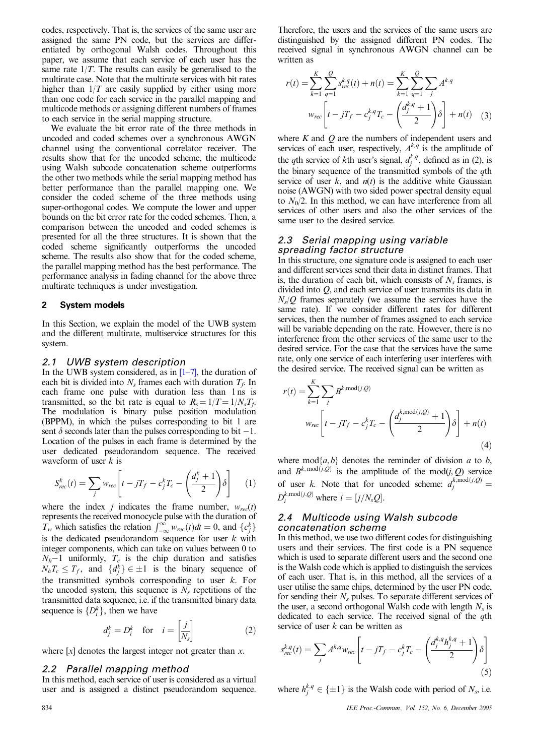codes, respectively. That is, the services of the same user are assigned the same PN code, but the services are differentiated by orthogonal Walsh codes. Throughout this paper, we assume that each service of each user has the same rate $1/T$. The results can easily be generalised to the multirate case. Note that the multirate services with bit rates higher than $1/T$ are easily supplied by either using more than one code for each service in the parallel mapping and multicode methods or assigning different numbers of frames to each service in the serial mapping structure.

We evaluate the bit error rate of the three methods in uncoded and coded schemes over a synchronous AWGN channel using the conventional correlator receiver. The results show that for the uncoded scheme, the multicode using Walsh subcode concatenation scheme outperforms the other two methods while the serial mapping method has better performance than the parallel mapping one. We consider the coded scheme of the three methods using super-orthogonal codes. We compute the lower and upper bounds on the bit error rate for the coded schemes. Then, a comparison between the uncoded and coded schemes is presented for all the three structures. It is shown that the coded scheme significantly outperforms the uncoded scheme. The results also show that for the coded scheme, the parallel mapping method has the best performance. The performance analysis in fading channel for the above three multirate techniques is under investigation.

## 2 System models

In this Section, we explain the model of the UWB system and the different multirate, multiservice structures for this system.

### 2.1 UWB system description

In the UWB system considered, as in [1–7], the duration of each bit is divided into $N_s$ frames each with duration $T_f$. In each frame one pulse with duration less than 1 ns is transmitted, so the bit rate is equal to $R_s = 1/T = 1/N_sT_f$. The modulation is binary pulse position modulation (BPPM), in which the pulses corresponding to bit 1 are sent $\delta$ seconds later than the pulses corresponding to bit $-1$. Location of the pulses in each frame is determined by the user dedicated pseudorandom sequence. The received waveform of user $k$ is

$$S^k_{rec}(t) = \sum_j w_{rec}\left[t - jT_f - c^k_jT_c - \left(\frac{d^k_j + 1}{2}\right)\delta\right] \quad (1)$$

where the index $j$ indicates the frame number, $w_{rec}(t)$ represents the received monocycle pulse with the duration of $T_w$ which satisfies the relation $\int_{-\infty}^{\infty} w_{rec}(t)dt = 0$, and $\{c^k_j\}$ is the dedicated pseudorandom sequence for user $k$ with integer components, which can take on values between 0 to $N_h-1$ uniformly, $T_c$ is the chip duration and satisfies $N_hT_c \le T_f$, and $\{d^k_j\} \in \pm 1$ is the binary sequence of the transmitted symbols corresponding to user $k$. For the uncoded system, this sequence is $N_s$ repetitions of the transmitted data sequence, i.e. if the transmitted binary data sequence is $\{D^k_i\}$, then we have

$$d^k_j = D^k_i \quad \text{for} \quad i = \left[\frac{j}{N_s}\right] \quad (2)$$

where $[x]$ denotes the largest integer not greater than $x$.

### 2.2 Parallel mapping method

In this method, each service of user is considered as a virtual user and is assigned a distinct pseudorandom sequence. Therefore, the users and the services of the same users are distinguished by the assigned different PN codes. The received signal in synchronous AWGN channel can be written as

$$r(t) = \sum_{k=1}^{K}\sum_{q=1}^{Q} s^{k,q}_{rec}(t) + n(t) = \sum_{k=1}^{K}\sum_{q=1}^{Q}\sum_j A^{k,q} w_{rec}\left[t - jT_f - c^{k,q}_jT_c - \left(\frac{d^{k,q}_j + 1}{2}\right)\delta\right] + n(t) \quad (3)$$

where $K$ and $Q$ are the numbers of independent users and services of each user, respectively, $A^{k,q}$ is the amplitude of the $q$th service of $k$th user's signal, $d^{k,q}_j$, defined as in (2), is the binary sequence of the transmitted symbols of the $q$th service of user $k$, and $n(t)$ is the additive white Gaussian noise (AWGN) with two sided power spectral density equal to $N_0/2$. In this method, we can have interference from all services of other users and also the other services of the same user to the desired service.

### 2.3 Serial mapping using variable spreading factor structure

In this structure, one signature code is assigned to each user and different services send their data in distinct frames. That is, the duration of each bit, which consists of $N_s$ frames, is divided into $Q$, and each service of user transmits its data in $N_s/Q$ frames separately (we assume the services have the same rate). If we consider different rates for different services, then the number of frames assigned to each service will be variable depending on the rate. However, there is no interference from the other services of the same user to the desired service. For the case that the services have the same rate, only one service of each interfering user interferes with the desired service. The received signal can be written as

$$r(t) = \sum_{k=1}^{K}\sum_j B^{k,\mathrm{mod}(j,Q)} w_{rec}\left[t - jT_f - c^k_jT_c - \left(\frac{d^{k,\mathrm{mod}(j,Q)}_j + 1}{2}\right)\delta\right] + n(t) \quad (4)$$

where $\mathrm{mod}\{a, b\}$ denotes the reminder of division $a$ to $b$, and $B^{k,\mathrm{mod}(j,Q)}$ is the amplitude of the $\mathrm{mod}(j, Q)$ service of user $k$. Note that for uncoded scheme: $d^{k,\mathrm{mod}(j,Q)}_j = D^{k,\mathrm{mod}(j,Q)}_i$ where $i = [j/N_sQ]$.

### 2.4 Multicode using Walsh subcode concatenation scheme

In this method, we use two different codes for distinguishing users and their services. The first code is a PN sequence which is used to separate different users and the second one is the Walsh code which is applied to distinguish the services of each user. That is, in this method, all the services of a user utilise the same chips, determined by the user PN code, for sending their $N_s$ pulses. To separate different services of the user, a second orthogonal Walsh code with length $N_s$ is dedicated to each service. The received signal of the $q$th service of user $k$ can be written as

$$s^{k,q}_{rec}(t) = \sum_j A^{k,q} w_{rec}\left[t - jT_f - c^k_jT_c - \left(\frac{d^{k,q}_j h^{k,q}_j + 1}{2}\right)\delta\right] \quad (5)$$

where $h^{k,q}_j \in \{\pm 1\}$ is the Walsh code with period of $N_s$, i.e.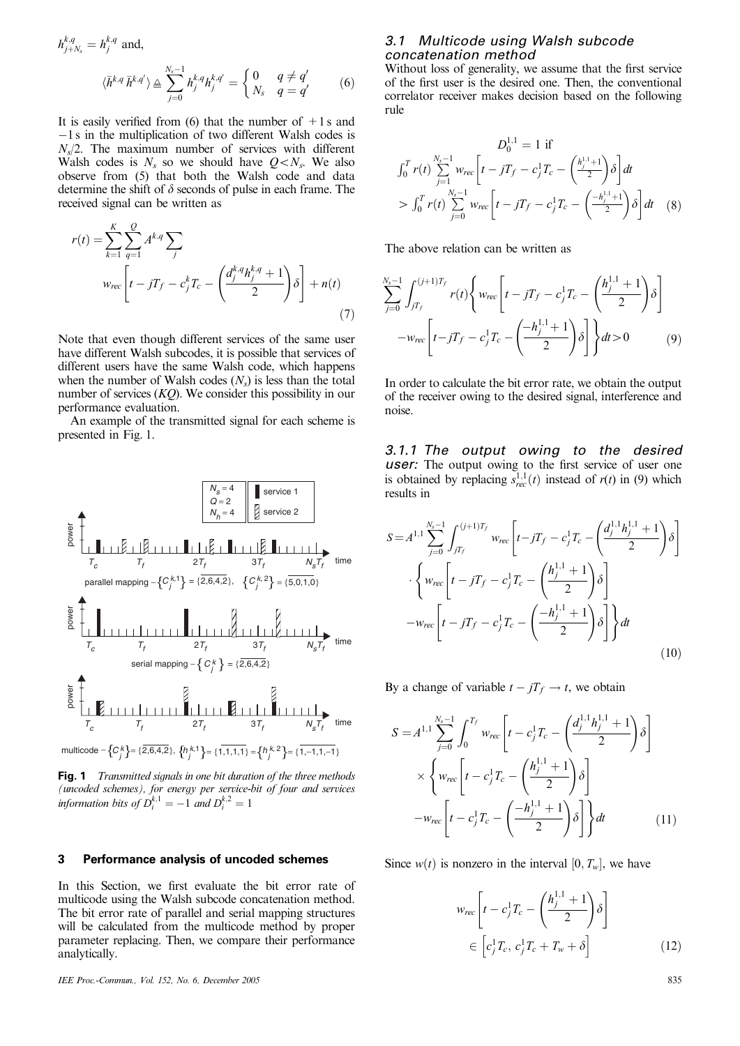$h_{j+N_s}^{k,q} = h_j^{k,q}$ and,

$$\langle \bar{h}^{k,q}\,\bar{h}^{k,q'} \rangle \triangleq \sum_{j=0}^{N_s-1} h_j^{k,q} h_j^{k,q'} = \begin{cases} 0 & q \neq q' \\ N_s & q = q' \end{cases} \tag{6}$$

It is easily verified from (6) that the number of $+1$ s and $-1$ s in the multiplication of two different Walsh codes is $N_s/2$. The maximum number of services with different Walsh codes is $N_s$ so we should have $Q < N_s$. We also observe from (5) that both the Walsh code and data determine the shift of $\delta$ seconds of pulse in each frame. The received signal can be written as

$$r(t) = \sum_{k=1}^{K} \sum_{q=1}^{Q} A^{k,q} \sum_{j} w_{rec}\left[t - jT_f - c_j^k T_c - \left(\frac{d_j^{k,q} h_j^{k,q} + 1}{2}\right)\delta\right] + n(t) \tag{7}$$

Note that even though different services of the same user have different Walsh subcodes, it is possible that services of different users have the same Walsh code, which happens when the number of Walsh codes ($N_s$) is less than the total number of services ($KQ$). We consider this possibility in our performance evaluation.

An example of the transmitted signal for each scheme is presented in Fig. 1.

**Fig. 1** *Transmitted signals in one bit duration of the three methods (uncoded schemes), for energy per service-bit of four and services information bits of $D_i^{k,1} = -1$ and $D_i^{k,2} = 1$*

## 3 Performance analysis of uncoded schemes

In this Section, we first evaluate the bit error rate of multicode using the Walsh subcode concatenation method. The bit error rate of parallel and serial mapping structures will be calculated from the multicode method by proper parameter replacing. Then, we compare their performance analytically.

### 3.1 Multicode using Walsh subcode concatenation method

Without loss of generality, we assume that the first service of the first user is the desired one. Then, the conventional correlator receiver makes decision based on the following rule

$$D_0^{1,1} = 1 \text{ if}$$
$$\int_0^T r(t) \sum_{j=1}^{N_s-1} w_{rec}\left[t - jT_f - c_j^1 T_c - \left(\frac{h_j^{1,1}+1}{2}\right)\delta\right] dt > \int_0^T r(t) \sum_{j=0}^{N_s-1} w_{rec}\left[t - jT_f - c_j^1 T_c - \left(\frac{-h_j^{1,1}+1}{2}\right)\delta\right] dt \tag{8}$$

The above relation can be written as

$$\sum_{j=0}^{N_s-1} \int_{jT_f}^{(j+1)T_f} r(t) \left\{ w_{rec}\left[t - jT_f - c_j^1 T_c - \left(\frac{h_j^{1}+1}{2}\right)\delta\right] - w_{rec}\left[t - jT_f - c_j^1 T_c - \left(\frac{-h_j^{1}+1}{2}\right)\delta\right] \right\} dt > 0 \tag{9}$$

In order to calculate the bit error rate, we obtain the output of the receiver owing to the desired signal, interference and noise.

#### 3.1.1 The output owing to the desired user:

The output owing to the first service of user one is obtained by replacing $s_{rec}^{1,1}(t)$ instead of $r(t)$ in (9) which results in

$$S = A^{1,1} \sum_{j=0}^{N_s-1} \int_{jT_f}^{(j+1)T_f} w_{rec}\left[t - jT_f - c_j^1 T_c - \left(\frac{d_j^{1,1} h_j^{1,1}+1}{2}\right)\delta\right] \cdot \left\{ w_{rec}\left[t - jT_f - c_j^1 T_c - \left(\frac{h_j^{1,1}+1}{2}\right)\delta\right] - w_{rec}\left[t - jT_f - c_j^1 T_c - \left(\frac{-h_j^{1,1}+1}{2}\right)\delta\right] \right\} dt \tag{10}$$

By a change of variable $t - jT_f \rightarrow t$, we obtain

$$S = A^{1,1} \sum_{j=0}^{N_s-1} \int_0^{T_f} w_{rec}\left[t - c_j^1 T_c - \left(\frac{d_j^{1,1} h_j^{1,1}+1}{2}\right)\delta\right] \times \left\{ w_{rec}\left[t - c_j^1 T_c - \left(\frac{h_j^{1,1}+1}{2}\right)\delta\right] - w_{rec}\left[t - c_j^1 T_c - \left(\frac{-h_j^{1,1}+1}{2}\right)\delta\right] \right\} dt \tag{11}$$

Since $w(t)$ is nonzero in the interval $[0, T_w]$, we have

$$w_{rec}\left[t - c_j^1 T_c - \left(\frac{h_j^{1,1}+1}{2}\right)\delta\right] \in \left[c_j^1 T_c,\ c_j^1 T_c + T_w + \delta\right] \tag{12}$$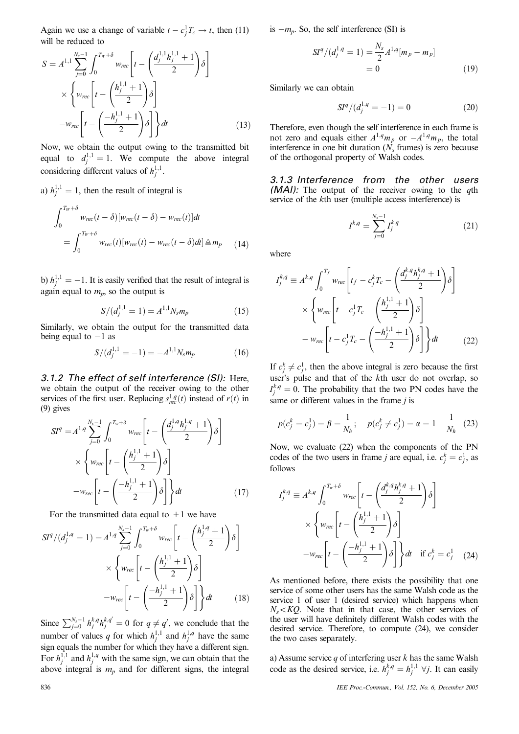Again we use a change of variable $t - c_j^1 T_c \rightarrow t$, then (11) will be reduced to

$$S = A^{1,1} \sum_{j=0}^{N_s-1} \int_0^{T_W+\delta} w_{rec}\left[t - \left(\frac{d_j^{1,1} h_j^{1,1} + 1}{2}\right)\delta\right] \times \left\{ w_{rec}\left[t - \left(\frac{h_j^{1,1}+1}{2}\right)\delta\right] - w_{rec}\left[t - \left(\frac{-h_j^{1,1}+1}{2}\right)\delta\right]\right\} dt \quad (13)$$

Now, we obtain the output owing to the transmitted bit equal to $d_j^{1,1} = 1$. We compute the above integral considering different values of $h_j^{1,1}$.

a) $h_j^{1,1} = 1$, then the result of integral is

$$\int_0^{T_W+\delta} w_{rec}(t-\delta)[w_{rec}(t-\delta) - w_{rec}(t)]dt = \int_0^{T_W+\delta} w_{rec}(t)[w_{rec}(t) - w_{rec}(t-\delta)dt] \triangleq m_p \quad (14)$$

b) $h_j^{1,1} = -1$. It is easily verified that the result of integral is again equal to $m_p$, so the output is

$$S/(d_j^{1,1} = 1) = A^{1,1} N_s m_p \quad (15)$$

Similarly, we obtain the output for the transmitted data being equal to $-1$ as

$$S/(d_j^{1,1} = -1) = -A^{1,1} N_s m_p \quad (16)$$

### 3.1.2 The effect of self interference (SI):

Here, we obtain the output of the receiver owing to the other services of the first user. Replacing $s_{rec}^{1,q}(t)$ instead of $r(t)$ in (9) gives

$$SI^q = A^{1,q} \sum_{j=0}^{N_s-1} \int_0^{T_w+\delta} w_{rec}\left[t - \left(\frac{d_j^{1,q} h_j^{1,q} + 1}{2}\right)\delta\right] \times \left\{ w_{rec}\left[t - \left(\frac{h_j^{1,1}+1}{2}\right)\delta\right] - w_{rec}\left[t - \left(\frac{-h_j^{1,1}+1}{2}\right)\delta\right]\right\} dt \quad (17)$$

For the transmitted data equal to $+1$ we have

$$SI^q/(d_j^{1,q} = 1) = A^{1,q} \sum_{j=0}^{N_s-1} \int_0^{T_w+\delta} w_{rec}\left[t - \left(\frac{h_j^{1,q} + 1}{2}\right)\delta\right] \times \left\{ w_{rec}\left[t - \left(\frac{h_j^{1,1}+1}{2}\right)\delta\right] - w_{rec}\left[t - \left(\frac{-h_j^{1,1}+1}{2}\right)\delta\right]\right\} dt \quad (18)$$

Since $\sum_{j=0}^{N_s-1} h_j^{k,q} h_j^{k,q'} = 0$ for $q \neq q'$, we conclude that the number of values $q$ for which $h_j^{1,1}$ and $h_j^{1,q}$ have the same sign equals the number for which they have a different sign. For $h_j^{1,1}$ and $h_j^{1,q}$ with the same sign, we can obtain that the above integral is $m_p$ and for different signs, the integral is $-m_p$. So, the self interference (SI) is

$$SI^q/(d_j^{1,q} = 1) = \frac{N_s}{2} A^{1,q}[m_p - m_p] = 0 \quad (19)$$

Similarly we can obtain

$$SI^q/(d_j^{1,q} = -1) = 0 \quad (20)$$

Therefore, even though the self interference in each frame is not zero and equals either $A^{1,q} m_p$ or $-A^{1,q} m_p$, the total interference in one bit duration ($N_s$ frames) is zero because of the orthogonal property of Walsh codes.

### 3.1.3 Interference from the other users (MAI):

The output of the receiver owing to the $q$th service of the $k$th user (multiple access interference) is

$$I^{k,q} = \sum_{j=0}^{N_s-1} I_j^{k,q} \quad (21)$$

where

$$I_j^{k,q} \equiv A^{k,q} \int_0^{T_f} w_{rec}\left[t_f - c_j^k T_c - \left(\frac{d_j^{k,q} h_j^{k,q} + 1}{2}\right)\delta\right] \times \left\{ w_{rec}\left[t - c_j^1 T_c - \left(\frac{h_j^{1,1}+1}{2}\right)\delta\right] - w_{rec}\left[t - c_j^1 T_c - \left(\frac{-h_j^{1,1}+1}{2}\right)\delta\right]\right\} dt \quad (22)$$

If $c_j^k \neq c_j^1$, then the above integral is zero because the first user's pulse and that of the $k$th user do not overlap, so $I_j^{k,q} = 0$. The probability that the two PN codes have the same or different values in the frame $j$ is

$$p(c_j^k = c_j^1) = \beta = \frac{1}{N_h}; \quad p(c_j^k \neq c_j^1) = \alpha = 1 - \frac{1}{N_h} \quad (23)$$

Now, we evaluate (22) when the components of the PN codes of the two users in frame $j$ are equal, i.e. $c_j^k = c_j^1$, as follows

$$I_j^{k,q} \equiv A^{k,q} \int_0^{T_w+\delta} w_{rec}\left[t - \left(\frac{d_j^{k,q} h_j^{k,q} + 1}{2}\right)\delta\right] \times \left\{ w_{rec}\left[t - \left(\frac{h_j^{1,1}+1}{2}\right)\delta\right] - w_{rec}\left[t - \left(\frac{-h_j^{1,1}+1}{2}\right)\delta\right]\right\} dt \quad \text{if } c_j^k = c_j^1 \quad (24)$$

As mentioned before, there exists the possibility that one service of some other users has the same Walsh code as the service 1 of user 1 (desired service) which happens when $N_s < KQ$. Note that in that case, the other services of the user will have definitely different Walsh codes with the desired service. Therefore, to compute (24), we consider the two cases separately.

a) Assume service $q$ of interfering user $k$ has the same Walsh code as the desired service, i.e. $h_j^{k,q} = h_j^{1,1}\ \forall j$. It can easily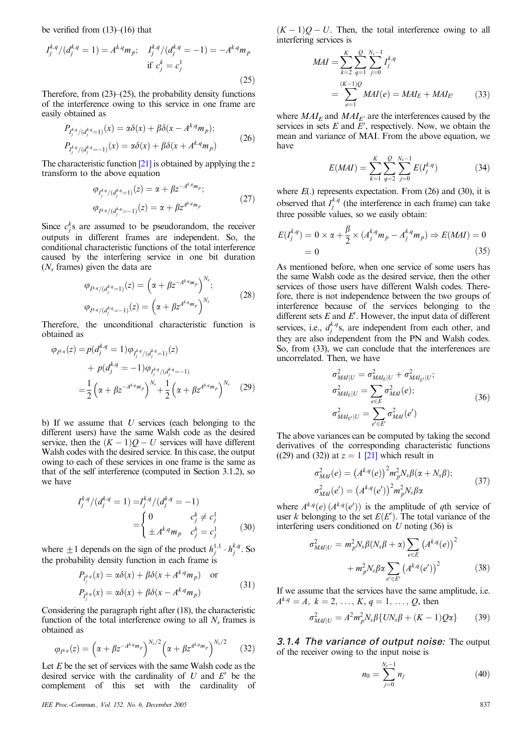be verified from (13)–(16) that

$$I_j^{k,q}/(d_j^{k,q}=1) = A^{k,q}m_p; \quad I_j^{k,q}/(d_j^{k,q}=-1) = -A^{k,q}m_p \quad \text{if } c_j^k = c_j^1 \tag{25}$$

Therefore, from (23)–(25), the probability density functions of the interference owing to this service in one frame are easily obtained as

$$P_{I_j^{k,q}/(d_j^{k,q}=1)}(x) = \alpha\delta(x) + \beta\delta(x - A^{k,q}m_p);$$
$$P_{I_j^{k,q}/(d_j^{k,q}=-1)}(x) = \alpha\delta(x) + \beta\delta(x + A^{k,q}m_p) \tag{26}$$

The characteristic function [21] is obtained by applying the $z$ transform to the above equation

$$\varphi_{I_j^{k,q}/(d_j^{k,q}=1)}(z) = \alpha + \beta z^{-A^{k,q}m_p};$$
$$\varphi_{I^{k,q}/(d_j^{k,q}=-1)}(z) = \alpha + \beta z^{A^{k,q}m_p} \tag{27}$$

Since $c_j^k$s are assumed to be pseudorandom, the receiver outputs in different frames are independent. So, the conditional characteristic functions of the total interference caused by the interfering service in one bit duration ($N_s$ frames) given the data are

$$\varphi_{I^{k,q}/(d_j^{k,q}=1)}(z) = \left(\alpha + \beta z^{-A^{k,q}m_p}\right)^{N_s};$$
$$\varphi_{I^{k,q}/(d_j^{k,q}=-1)}(z) = \left(\alpha + \beta z^{A^{k,q}m_p}\right)^{N_s} \tag{28}$$

Therefore, the unconditional characteristic function is obtained as

$$\begin{aligned}\varphi_{I^{k,q}}(z) &= p(d_j^{k,q}=1)\varphi_{I_j^{k,q}/(d_j^{k,q}=1)}(z) \\ &\quad + p(d_j^{k,q}=-1)\varphi_{I_j^{k,q}/(d_j^{k,q}=-1)}(z) \\ &= \frac{1}{2}\left(\alpha + \beta z^{-A^{k,q}m_p}\right)^{N_s} + \frac{1}{2}\left(\alpha + \beta z^{A^{k,q}m_p}\right)^{N_s}\end{aligned} \tag{29}$$

b) If we assume that $U$ services (each belonging to the different users) have the same Walsh code as the desired service, then the $(K-1)Q - U$ services will have different Walsh codes with the desired service. In this case, the output owing to each of these services in one frame is the same as that of the self interference (computed in Section 3.1.2), so we have

$$I_j^{k,q}/(d_j^{k,q}=1) = I_j^{k,q}/(d_j^{k,q}=-1) = \begin{cases} 0 & c_j^k \neq c_j^1 \\ \pm A^{k,q}m_p & c_j^k = c_j^1 \end{cases} \tag{30}$$

where $\pm 1$ depends on the sign of the product $h_j^{1,1} \cdot h_j^{k,q}$. So the probability density function in each frame is

$$P_{I_j^{k,q}}(x) = \alpha\delta(x) + \beta\delta(x + A^{k,q}m_p) \quad \text{or}$$
$$P_{I_j^{k,q}}(x) = \alpha\delta(x) + \beta\delta(x - A^{k,q}m_p) \tag{31}$$

Considering the paragraph right after (18), the characteristic function of the total interference owing to all $N_s$ frames is obtained as

$$\varphi_{I^{k,q}}(z) = \left(\alpha + \beta z^{-A^{k,q}m_p}\right)^{N_s/2}\left(\alpha + \beta z^{A^{k,q}m_p}\right)^{N_s/2} \tag{32}$$

Let $E$ be the set of services with the same Walsh code as the desired service with the cardinality of $U$ and $E'$ be the complement of this set with the cardinality of $(K-1)Q - U$. Then, the total interference owing to all interfering services is

$$MAI = \sum_{k=2}^{K}\sum_{q=1}^{Q}\sum_{j=0}^{N_s-1} I_j^{k,q} = \sum_{e=1}^{(K-1)Q} MAI(e) = MAI_E + MAI_{E'} \tag{33}$$

where $MAI_E$ and $MAI_{E'}$ are the interferences caused by the services in sets $E$ and $E'$, respectively. Now, we obtain the mean and variance of MAI. From the above equation, we have

$$E(MAI) = \sum_{k=1}^{K}\sum_{q=2}^{Q}\sum_{j=0}^{N_s-1} E(I_j^{k,q}) \tag{34}$$

where $E(.)$ represents expectation. From (26) and (30), it is observed that $I_j^{k,q}$ (the interference in each frame) can take three possible values, so we easily obtain:

$$E(I_j^{k,q}) = 0 \times \alpha + \frac{\beta}{2} \times (A_j^{k,q}m_p - A_j^{k,q}m_p) \Rightarrow E(MAI) = 0$$
$$= 0 \tag{35}$$

As mentioned before, when one service of some users has the same Walsh code as the desired service, then the other services of those users have different Walsh codes. Therefore, there is not independence between the two groups of interference because of the services belonging to the different sets $E$ and $E'$. However, the input data of different services, i.e., $d_j^{k,q}$s, are independent from each other, and they are also independent from the PN and Walsh codes. So, from (33), we can conclude that the interferences are uncorrelated. Then, we have

$$\sigma_{MAI|U}^2 = \sigma_{MAI_E|U}^2 + \sigma_{MAI_{E'}|U}^2;$$
$$\sigma_{MAI_E|U}^2 = \sum_{e \in E}\sigma_{MAI}^2(e);$$
$$\sigma_{MAI_{E'}|U}^2 = \sum_{e' \in E'}\sigma_{MAI}^2(e') \tag{36}$$

The above variances can be computed by taking the second derivatives of the corresponding characteristic functions ((29) and (32)) at $z = 1$ [21] which result in

$$\sigma_{MAI}^2(e) = \left(A^{k,q}(e)\right)^2 m_p^2 N_s\beta(\alpha + N_s\beta);$$
$$\sigma_{MAI}^2(e') = \left(A^{k,q}(e')\right)^2 m_p^2 N_s\beta\alpha \tag{37}$$

where $A^{k,q}(e)\,(A^{k,q}(e'))$ is the amplitude of $q$th service of user $k$ belonging to the set $E(E')$. The total variance of the interfering users conditioned on $U$ noting (36) is

$$\sigma_{MAI|U}^2 = m_p^2 N_s\beta(N_s\beta + \alpha)\sum_{e \in E}\left(A^{k,q}(e)\right)^2 + m_p^2 N_s\beta\alpha\sum_{e' \in E'}\left(A^{k,q}(e')\right)^2 \tag{38}$$

If we assume that the services have the same amplitude, i.e. $A^{k,q} = A,\ k = 2, \ldots, K,\ q = 1, \ldots, Q$, then

$$\sigma_{MAI|U}^2 = A^2 m_p^2 N_s\beta\{UN_s\beta + (K-1)Q\alpha\} \tag{39}$$

*3.1.4 The variance of output noise:* The output of the receiver owing to the input noise is

$$n_0 = \sum_{j=0}^{N_s-1} n_j \tag{40}$$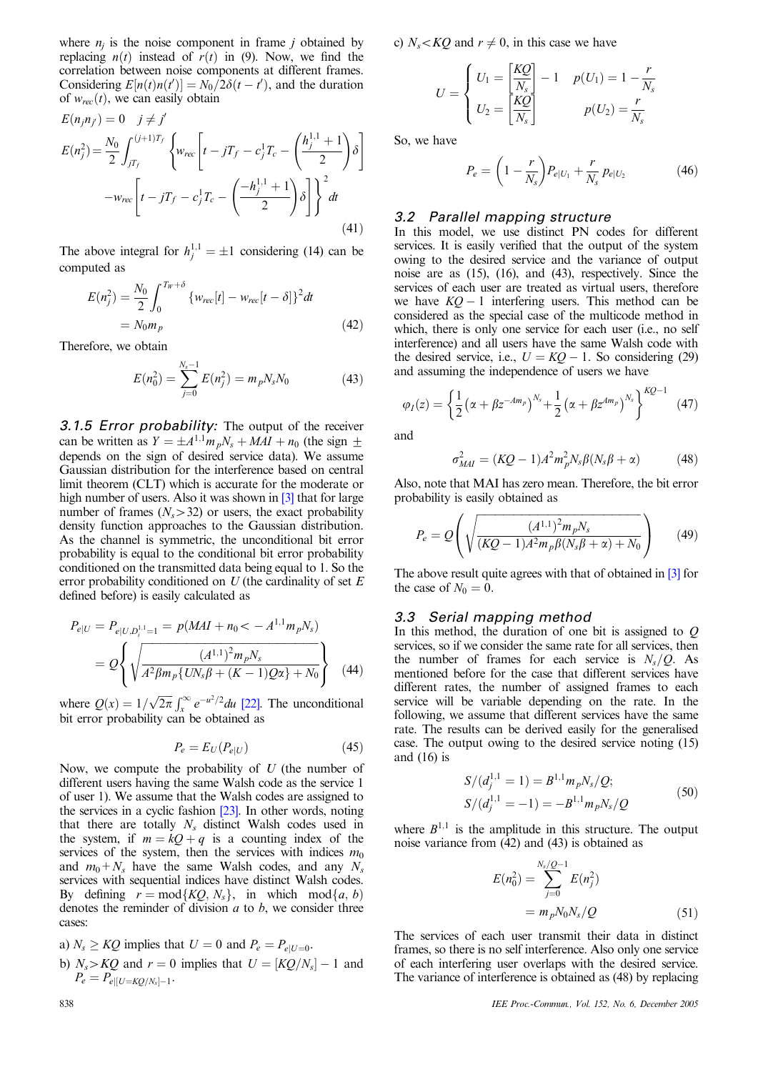where $n_j$ is the noise component in frame $j$ obtained by replacing $n(t)$ instead of $r(t)$ in (9). Now, we find the correlation between noise components at different frames. Considering $E[n(t)n(t')] = N_0/2\delta(t-t')$, and the duration of $w_{rec}(t)$, we can easily obtain

$$E(n_j n_{j'}) = 0 \quad j \neq j'$$

$$E(n_j^2) = \frac{N_0}{2}\int_{jT_f}^{(j+1)T_f}\left\{w_{rec}\left[t - jT_f - c_j^1 T_c - \left(\frac{h_j^{1,1}+1}{2}\right)\delta\right] - w_{rec}\left[t - jT_f - c_j^1 T_c - \left(\frac{-h_j^{1,1}+1}{2}\right)\delta\right]\right\}^2 dt \tag{41}$$

The above integral for $h_j^{1,1} = \pm 1$ considering (14) can be computed as

$$E(n_j^2) = \frac{N_0}{2}\int_0^{T_W+\delta}\{w_{rec}[t] - w_{rec}[t-\delta]\}^2 dt = N_0 m_p \tag{42}$$

Therefore, we obtain

$$E(n_0^2) = \sum_{j=0}^{N_s-1} E(n_j^2) = m_p N_s N_0 \tag{43}$$

#### 3.1.5 Error probability:

The output of the receiver can be written as $Y = \pm A^{1,1} m_p N_s + MAI + n_0$ (the sign $\pm$ depends on the sign of desired service data). We assume Gaussian distribution for the interference based on central limit theorem (CLT) which is accurate for the moderate or high number of users. Also it was shown in [3] that for large number of frames ($N_s > 32$) or users, the exact probability density function approaches to the Gaussian distribution. As the channel is symmetric, the unconditional bit error probability is equal to the conditional bit error probability conditioned on the transmitted data being equal to 1. So the error probability conditioned on $U$ (the cardinality of set $E$ defined before) is easily calculated as

$$P_{e|U} = P_{e|U,D_i^{1,1}=1} = p(MAI + n_0 < -A^{1,1}m_p N_s) = Q\left\{\sqrt{\frac{(A^{1,1})^2 m_p N_s}{A^2 \beta m_p\{UN_s\beta + (K-1)Q\alpha\} + N_0}}\right\} \tag{44}$$

where $Q(x) = 1/\sqrt{2\pi}\int_x^\infty e^{-u^2/2}du$ [22]. The unconditional bit error probability can be obtained as

$$P_e = E_U(P_{e|U}) \tag{45}$$

Now, we compute the probability of $U$ (the number of different users having the same Walsh code as the service 1 of user 1). We assume that the Walsh codes are assigned to the services in a cyclic fashion [23]. In other words, noting that there are totally $N_s$ distinct Walsh codes used in the system, if $m = kQ + q$ is a counting index of the services of the system, then the services with indices $m_0$ and $m_0 + N_s$ have the same Walsh codes, and any $N_s$ services with sequential indices have distinct Walsh codes. By defining $r = \mathrm{mod}\{KQ, N_s\}$, in which $\mathrm{mod}\{a, b\}$ denotes the reminder of division $a$ to $b$, we consider three cases:

a) $N_s \geq KQ$ implies that $U = 0$ and $P_e = P_{e|U=0}$.

b) $N_s > KQ$ and $r = 0$ implies that $U = [KQ/N_s] - 1$ and $P_e = P_{e|[U=KQ/N_s]-1}$.

c) $N_s < KQ$ and $r \neq 0$, in this case we have

$$U = \begin{cases} U_1 = \left\lceil\dfrac{KQ}{N_s}\right\rceil - 1 & p(U_1) = 1 - \dfrac{r}{N_s} \\ U_2 = \left\lceil\dfrac{KQ}{N_s}\right\rceil & p(U_2) = \dfrac{r}{N_s} \end{cases}$$

So, we have

$$P_e = \left(1 - \frac{r}{N_s}\right)P_{e|U_1} + \frac{r}{N_s}p_{e|U_2} \tag{46}$$

### 3.2 Parallel mapping structure

In this model, we use distinct PN codes for different services. It is easily verified that the output of the system owing to the desired service and the variance of output noise are as (15), (16), and (43), respectively. Since the services of each user are treated as virtual users, therefore we have $KQ - 1$ interfering users. This method can be considered as the special case of the multicode method in which, there is only one service for each user (i.e., no self interference) and all users have the same Walsh code with the desired service, i.e., $U = KQ - 1$. So considering (29) and assuming the independence of users we have

$$\varphi_I(z) = \left\{\frac{1}{2}\left(\alpha + \beta z^{-Am_p}\right)^{N_s} + \frac{1}{2}\left(\alpha + \beta z^{Am_p}\right)^{N_s}\right\}^{KQ-1} \tag{47}$$

and

$$\sigma_{MAI}^2 = (KQ-1)A^2 m_p^2 N_s \beta(N_s\beta + \alpha) \tag{48}$$

Also, note that MAI has zero mean. Therefore, the bit error probability is easily obtained as

$$P_e = Q\left(\sqrt{\frac{(A^{1,1})^2 m_p N_s}{(KQ-1)A^2 m_p \beta(N_s\beta + \alpha) + N_0}}\right) \tag{49}$$

The above result quite agrees with that of obtained in [3] for the case of $N_0 = 0$.

### 3.3 Serial mapping method

In this method, the duration of one bit is assigned to $Q$ services, so if we consider the same rate for all services, then the number of frames for each service is $N_s/Q$. As mentioned before for the case that different services have different rates, the number of assigned frames to each service will be variable depending on the rate. In the following, we assume that different services have the same rate. The results can be derived easily for the generalised case. The output owing to the desired service noting (15) and (16) is

$$S/(d_j^{1,1} = 1) = B^{1,1} m_p N_s/Q; \quad S/(d_j^{1,1} = -1) = -B^{1,1} m_p N_s/Q \tag{50}$$

where $B^{1,1}$ is the amplitude in this structure. The output noise variance from (42) and (43) is obtained as

$$E(n_0^2) = \sum_{j=0}^{N_s/Q-1} E(n_j^2) = m_p N_0 N_s/Q \tag{51}$$

The services of each user transmit their data in distinct frames, so there is no self interference. Also only one service of each interfering user overlaps with the desired service. The variance of interference is obtained as (48) by replacing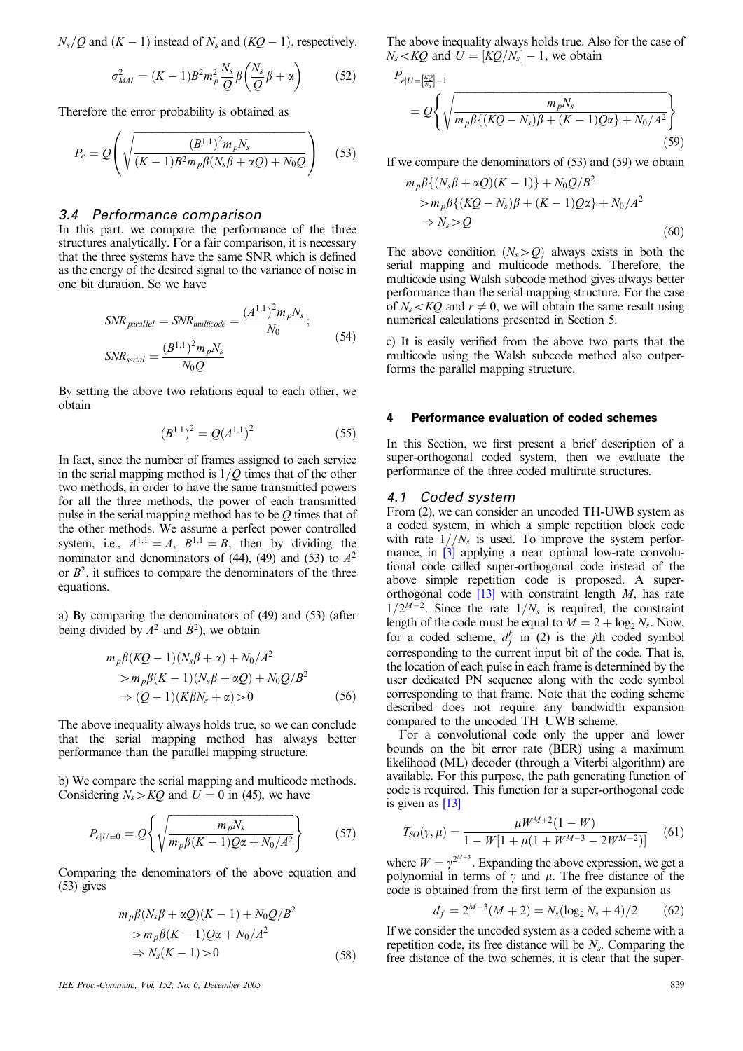$N_s/Q$ and $(K-1)$ instead of $N_s$ and $(KQ-1)$, respectively.

$$\sigma_{MAI}^2 = (K-1)B^2 m_p^2 \frac{N_s}{Q}\beta\left(\frac{N_s}{Q}\beta + \alpha\right) \tag{52}$$

Therefore the error probability is obtained as

$$P_e = Q\left(\sqrt{\frac{(B^{1,1})^2 m_p N_s}{(K-1)B^2 m_p \beta(N_s\beta + \alpha Q) + N_0 Q}}\right) \tag{53}$$

### 3.4 Performance comparison

In this part, we compare the performance of the three structures analytically. For a fair comparison, it is necessary that the three systems have the same SNR which is defined as the energy of the desired signal to the variance of noise in one bit duration. So we have

$$SNR_{parallel} = SNR_{multicode} = \frac{(A^{1,1})^2 m_p N_s}{N_0};\quad SNR_{serial} = \frac{(B^{1,1})^2 m_p N_s}{N_0 Q} \tag{54}$$

By setting the above two relations equal to each other, we obtain

$$(B^{1,1})^2 = Q(A^{1,1})^2 \tag{55}$$

In fact, since the number of frames assigned to each service in the serial mapping method is $1/Q$ times that of the other two methods, in order to have the same transmitted powers for all the three methods, the power of each transmitted pulse in the serial mapping method has to be $Q$ times that of the other methods. We assume a perfect power controlled system, i.e., $A^{1,1} = A$, $B^{1,1} = B$, then by dividing the nominator and denominators of (44), (49) and (53) to $A^2$ or $B^2$, it suffices to compare the denominators of the three equations.

a) By comparing the denominators of (49) and (53) (after being divided by $A^2$ and $B^2$), we obtain

$$\begin{aligned} &m_p\beta(KQ-1)(N_s\beta+\alpha) + N_0/A^2 \\ &> m_p\beta(K-1)(N_s\beta+\alpha Q) + N_0 Q/B^2 \\ &\Rightarrow (Q-1)(K\beta N_s + \alpha) > 0 \end{aligned} \tag{56}$$

The above inequality always holds true, so we can conclude that the serial mapping method has always better performance than the parallel mapping structure.

b) We compare the serial mapping and multicode methods. Considering $N_s > KQ$ and $U = 0$ in (45), we have

$$P_{e|U=0} = Q\left\{\sqrt{\frac{m_p N_s}{m_p\beta(K-1)Q\alpha + N_0/A^2}}\right\} \tag{57}$$

Comparing the denominators of the above equation and (53) gives

$$\begin{aligned} &m_p\beta(N_s\beta+\alpha Q)(K-1) + N_0 Q/B^2 \\ &> m_p\beta(K-1)Q\alpha + N_0/A^2 \\ &\Rightarrow N_s(K-1) > 0 \end{aligned} \tag{58}$$

The above inequality always holds true. Also for the case of $N_s < KQ$ and $U = [KQ/N_s] - 1$, we obtain

$$P_{e|U=\left[\frac{KQ}{N_s}\right]-1} = Q\left\{\sqrt{\frac{m_p N_s}{m_p\beta\{(KQ-N_s)\beta + (K-1)Q\alpha\} + N_0/A^2}}\right\} \tag{59}$$

If we compare the denominators of (53) and (59) we obtain

$$\begin{aligned} &m_p\beta\{(N_s\beta+\alpha Q)(K-1)\} + N_0 Q/B^2 \\ &> m_p\beta\{(KQ-N_s)\beta + (K-1)Q\alpha\} + N_0/A^2 \\ &\Rightarrow N_s > Q \end{aligned} \tag{60}$$

The above condition ($N_s > Q$) always exists in both the serial mapping and multicode methods. Therefore, the multicode using Walsh subcode method gives always better performance than the serial mapping structure. For the case of $N_s < KQ$ and $r \neq 0$, we will obtain the same result using numerical calculations presented in Section 5.

c) It is easily verified from the above two parts that the multicode using the Walsh subcode method also outperforms the parallel mapping structure.

## 4 Performance evaluation of coded schemes

In this Section, we first present a brief description of a super-orthogonal coded system, then we evaluate the performance of the three coded multirate structures.

### 4.1 Coded system

From (2), we can consider an uncoded TH-UWB system as a coded system, in which a simple repetition block code with rate $1//N_s$ is used. To improve the system performance, in [3] applying a near optimal low-rate convolutional code called super-orthogonal code instead of the above simple repetition code is proposed. A super-orthogonal code [13] with constraint length $M$, has rate $1/2^{M-2}$. Since the rate $1/N_s$ is required, the constraint length of the code must be equal to $M = 2 + \log_2 N_s$. Now, for a coded scheme, $d_j^k$ in (2) is the $j$th coded symbol corresponding to the current input bit of the code. That is, the location of each pulse in each frame is determined by the user dedicated PN sequence along with the code symbol corresponding to that frame. Note that the coding scheme described does not require any bandwidth expansion compared to the uncoded TH–UWB scheme.

For a convolutional code only the upper and lower bounds on the bit error rate (BER) using a maximum likelihood (ML) decoder (through a Viterbi algorithm) are available. For this purpose, the path generating function of code is required. This function for a super-orthogonal code is given as [13]

$$T_{SO}(\gamma,\mu) = \frac{\mu W^{M+2}(1-W)}{1 - W[1+\mu(1+W^{M-3}-2W^{M-2})]} \tag{61}$$

where $W = \gamma^{2^{M-3}}$. Expanding the above expression, we get a polynomial in terms of $\gamma$ and $\mu$. The free distance of the code is obtained from the first term of the expansion as

$$d_f = 2^{M-3}(M+2) = N_s(\log_2 N_s + 4)/2 \tag{62}$$

If we consider the uncoded system as a coded scheme with a repetition code, its free distance will be $N_s$. Comparing the free distance of the two schemes, it is clear that the super-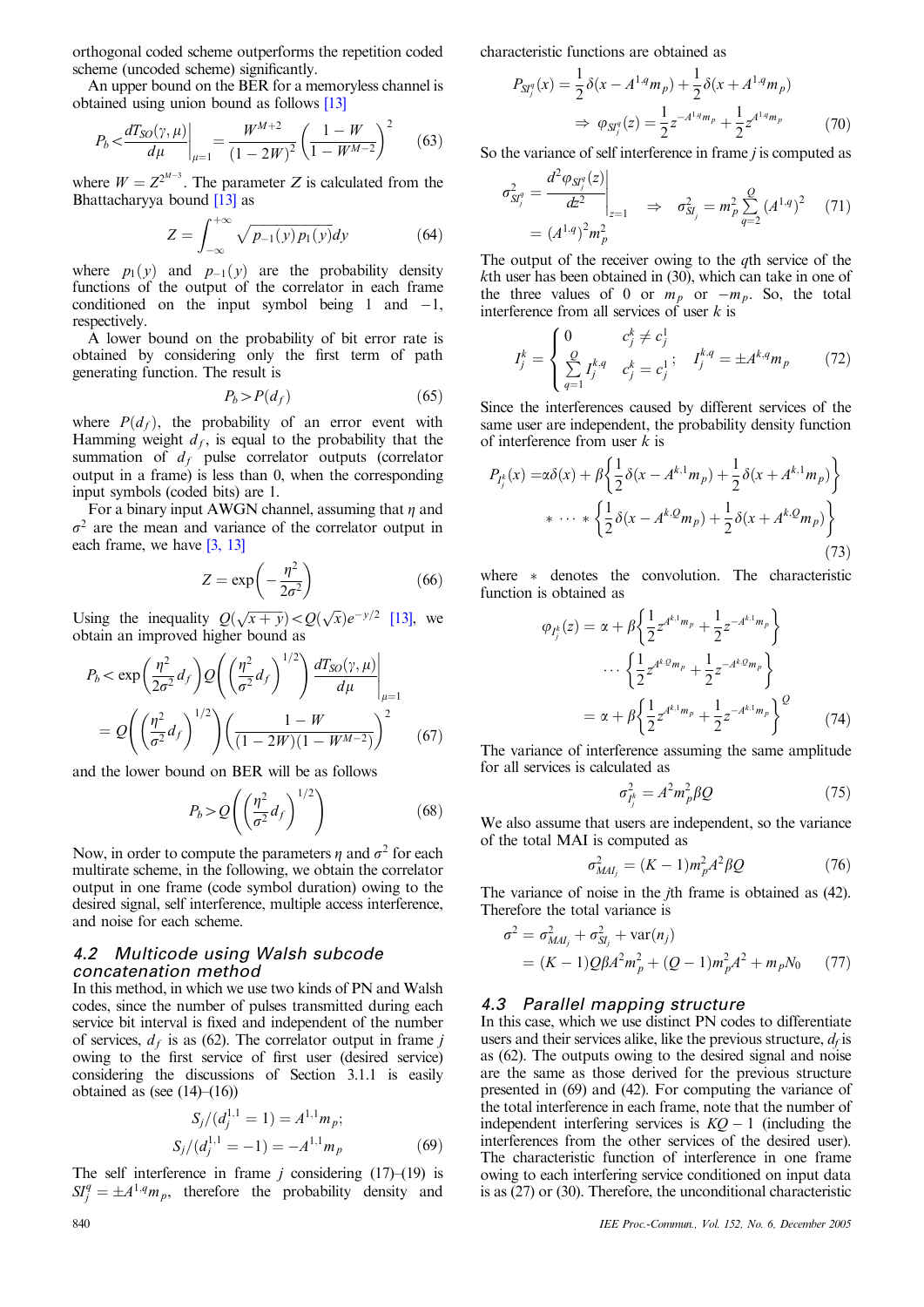orthogonal coded scheme outperforms the repetition coded scheme (uncoded scheme) significantly.

An upper bound on the BER for a memoryless channel is obtained using union bound as follows [13]

$$P_b < \frac{dT_{SO}(\gamma,\mu)}{d\mu}\bigg|_{\mu=1} = \frac{W^{M+2}}{(1-2W)^2}\left(\frac{1-W}{1-W^{M-2}}\right)^2 \quad (63)$$

where $W = Z^{2^{M-3}}$. The parameter $Z$ is calculated from the Bhattacharyya bound [13] as

$$Z = \int_{-\infty}^{+\infty} \sqrt{p_{-1}(y)p_1(y)}dy \quad (64)$$

where $p_1(y)$ and $p_{-1}(y)$ are the probability density functions of the output of the correlator in each frame conditioned on the input symbol being 1 and $-1$, respectively.

A lower bound on the probability of bit error rate is obtained by considering only the first term of path generating function. The result is

$$P_b > P(d_f) \quad (65)$$

where $P(d_f)$, the probability of an error event with Hamming weight $d_f$, is equal to the probability that the summation of $d_f$ pulse correlator outputs (correlator output in a frame) is less than 0, when the corresponding input symbols (coded bits) are 1.

For a binary input AWGN channel, assuming that $\eta$ and $\sigma^2$ are the mean and variance of the correlator output in each frame, we have [3, 13]

$$Z = \exp\left(-\frac{\eta^2}{2\sigma^2}\right) \quad (66)$$

Using the inequality $Q(\sqrt{x+y}) < Q(\sqrt{x})e^{-y/2}$ [13], we obtain an improved higher bound as

$$P_b < \exp\left(\frac{\eta^2}{2\sigma^2}d_f\right)Q\left(\left(\frac{\eta^2}{\sigma^2}d_f\right)^{1/2}\right)\frac{dT_{SO}(\gamma,\mu)}{d\mu}\bigg|_{\mu=1}$$
$$= Q\left(\left(\frac{\eta^2}{\sigma^2}d_f\right)^{1/2}\right)\left(\frac{1-W}{(1-2W)(1-W^{M-2})}\right)^2 \quad (67)$$

and the lower bound on BER will be as follows

$$P_b > Q\left(\left(\frac{\eta^2}{\sigma^2}d_f\right)^{1/2}\right) \quad (68)$$

Now, in order to compute the parameters $\eta$ and $\sigma^2$ for each multirate scheme, in the following, we obtain the correlator output in one frame (code symbol duration) owing to the desired signal, self interference, multiple access interference, and noise for each scheme.

## 4.2 Multicode using Walsh subcode concatenation method

In this method, in which we use two kinds of PN and Walsh codes, since the number of pulses transmitted during each service bit interval is fixed and independent of the number of services, $d_f$ is as (62). The correlator output in frame $j$ owing to the first service of first user (desired service) considering the discussions of Section 3.1.1 is easily obtained as (see (14)–(16))

$$S_j/(d_j^{1,1}=1) = A^{1,1}m_p;$$
$$S_j/(d_j^{1,1}=-1) = -A^{1,1}m_p \quad (69)$$

The self interference in frame $j$ considering (17)–(19) is $SI_j^q = \pm A^{1,q}m_p$, therefore the probability density and characteristic functions are obtained as

$$P_{SI_j^q}(x) = \frac{1}{2}\delta(x - A^{1,q}m_p) + \frac{1}{2}\delta(x + A^{1,q}m_p)$$
$$\Rightarrow \varphi_{SI_j^q}(z) = \frac{1}{2}z^{-A^{1,q}m_p} + \frac{1}{2}z^{A^{1,q}m_p} \quad (70)$$

So the variance of self interference in frame $j$ is computed as

$$\sigma_{SI_j^q}^2 = \frac{d^2\varphi_{SI_j^q}(z)}{dz^2}\bigg|_{z=1} \Rightarrow \sigma_{SI_j}^2 = m_p^2\sum_{q=2}^{Q}(A^{1,q})^2$$
$$= (A^{1,q})^2 m_p^2 \quad (71)$$

The output of the receiver owing to the $q$th service of the $k$th user has been obtained in (30), which can take in one of the three values of 0 or $m_p$ or $-m_p$. So, the total interference from all services of user $k$ is

$$I_j^k = \begin{cases} 0 & c_j^k \neq c_j^1 \\ \sum_{q=1}^{Q} I_j^{k,q} & c_j^k = c_j^1 \end{cases}; \quad I_j^{k,q} = \pm A^{k,q}m_p \quad (72)$$

Since the interferences caused by different services of the same user are independent, the probability density function of interference from user $k$ is

$$P_{I_j^k}(x) = \alpha\delta(x) + \beta\left\{\frac{1}{2}\delta(x - A^{k,1}m_p) + \frac{1}{2}\delta(x + A^{k,1}m_p)\right\}$$
$$* \cdots * \left\{\frac{1}{2}\delta(x - A^{k,Q}m_p) + \frac{1}{2}\delta(x + A^{k,Q}m_p)\right\} \quad (73)$$

where $*$ denotes the convolution. The characteristic function is obtained as

$$\varphi_{I_j^k}(z) = \alpha + \beta\left\{\frac{1}{2}z^{A^{k,1}m_p} + \frac{1}{2}z^{-A^{k,1}m_p}\right\}$$
$$\cdots\left\{\frac{1}{2}z^{A^{k,Q}m_p} + \frac{1}{2}z^{-A^{k,Q}m_p}\right\}$$
$$= \alpha + \beta\left\{\frac{1}{2}z^{A^{k,1}m_p} + \frac{1}{2}z^{-A^{k,1}m_p}\right\}^Q \quad (74)$$

The variance of interference assuming the same amplitude for all services is calculated as

$$\sigma_{I_j^k}^2 = A^2 m_p^2 \beta Q \quad (75)$$

We also assume that users are independent, so the variance of the total MAI is computed as

$$\sigma_{MAI_j}^2 = (K-1)m_p^2 A^2 \beta Q \quad (76)$$

The variance of noise in the $j$th frame is obtained as (42). Therefore the total variance is

$$\sigma^2 = \sigma_{MAI_j}^2 + \sigma_{SI_j}^2 + \mathrm{var}(n_j)$$
$$= (K-1)Q\beta A^2 m_p^2 + (Q-1)m_p^2 A^2 + m_p N_0 \quad (77)$$

## 4.3 Parallel mapping structure

In this case, which we use distinct PN codes to differentiate users and their services alike, like the previous structure, $d_f$ is as (62). The outputs owing to the desired signal and noise are the same as those derived for the previous structure presented in (69) and (42). For computing the variance of the total interference in each frame, note that the number of independent interfering services is $KQ-1$ (including the interferences from the other services of the desired user). The characteristic function of interference in one frame owing to each interfering service conditioned on input data is as (27) or (30). Therefore, the unconditional characteristic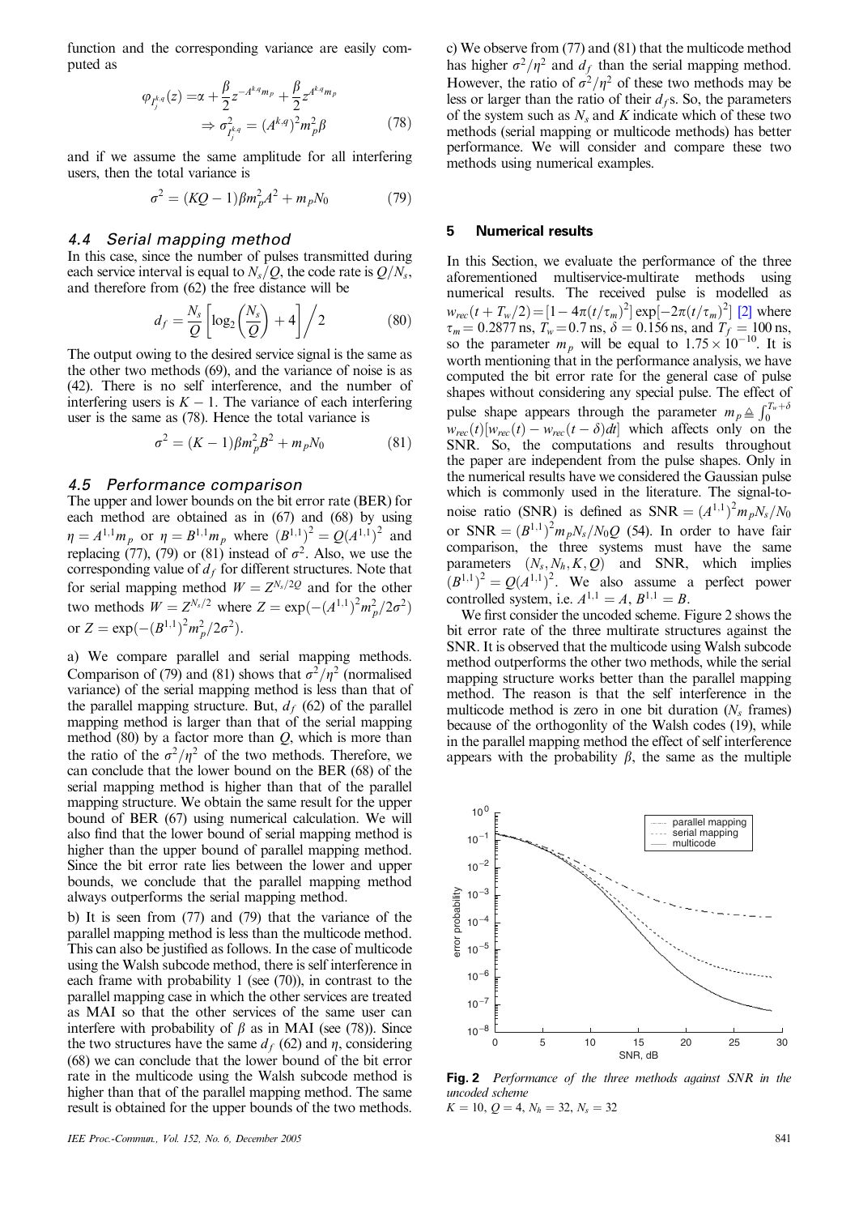function and the corresponding variance are easily computed as

$$\varphi_{I_j^{k,q}}(z) = \alpha + \frac{\beta}{2} z^{-A^{k,q} m_p} + \frac{\beta}{2} z^{A^{k,q} m_p}$$
$$\Rightarrow \sigma^2_{I_j^{k,q}} = (A^{k,q})^2 m_p^2 \beta \qquad (78)$$

and if we assume the same amplitude for all interfering users, then the total variance is

$$\sigma^2 = (KQ - 1)\beta m_p^2 A^2 + m_p N_0 \qquad (79)$$

### 4.4 Serial mapping method

In this case, since the number of pulses transmitted during each service interval is equal to $N_s/Q$, the code rate is $Q/N_s$, and therefore from (62) the free distance will be

$$d_f = \frac{N_s}{Q}\left[\log_2\left(\frac{N_s}{Q}\right) + 4\right] \Big/ 2 \qquad (80)$$

The output owing to the desired service signal is the same as the other two methods (69), and the variance of noise is as (42). There is no self interference, and the number of interfering users is $K-1$. The variance of each interfering user is the same as (78). Hence the total variance is

$$\sigma^2 = (K-1)\beta m_p^2 B^2 + m_p N_0 \qquad (81)$$

### 4.5 Performance comparison

The upper and lower bounds on the bit error rate (BER) for each method are obtained as in (67) and (68) by using $\eta = A^{1,1} m_p$ or $\eta = B^{1,1} m_p$ where $(B^{1,1})^2 = Q(A^{1,1})^2$ and replacing (77), (79) or (81) instead of $\sigma^2$. Also, we use the corresponding value of $d_f$ for different structures. Note that for serial mapping method $W = Z^{N_s/2Q}$ and for the other two methods $W = Z^{N_s/2}$ where $Z = \exp(-(A^{1,1})^2 m_p^2 / 2\sigma^2)$ or $Z = \exp(-(B^{1,1})^2 m_p^2 / 2\sigma^2)$.

a) We compare parallel and serial mapping methods. Comparison of (79) and (81) shows that $\sigma^2/\eta^2$ (normalised variance) of the serial mapping method is less than that of the parallel mapping structure. But, $d_f$ (62) of the parallel mapping method is larger than that of the serial mapping method (80) by a factor more than $Q$, which is more than the ratio of the $\sigma^2/\eta^2$ of the two methods. Therefore, we can conclude that the lower bound on the BER (68) of the serial mapping method is higher than that of the parallel mapping structure. We obtain the same result for the upper bound of BER (67) using numerical calculation. We will also find that the lower bound of serial mapping method is higher than the upper bound of parallel mapping method. Since the bit error rate lies between the lower and upper bounds, we conclude that the parallel mapping method always outperforms the serial mapping method.

b) It is seen from (77) and (79) that the variance of the parallel mapping method is less than the multicode method. This can also be justified as follows. In the case of multicode using the Walsh subcode method, there is self interference in each frame with probability 1 (see (70)), in contrast to the parallel mapping case in which the other services are treated as MAI so that the other services of the same user can interfere with probability of $\beta$ as in MAI (see (78)). Since the two structures have the same $d_f$ (62) and $\eta$, considering (68) we can conclude that the lower bound of the bit error rate in the multicode using the Walsh subcode method is higher than that of the parallel mapping method. The same result is obtained for the upper bounds of the two methods.

c) We observe from (77) and (81) that the multicode method has higher $\sigma^2/\eta^2$ and $d_f$ than the serial mapping method. However, the ratio of $\sigma^2/\eta^2$ of these two methods may be less or larger than the ratio of their $d_f$s. So, the parameters of the system such as $N_s$ and $K$ indicate which of these two methods (serial mapping or multicode methods) has better performance. We will consider and compare these two methods using numerical examples.

## 5 Numerical results

In this Section, we evaluate the performance of the three aforementioned multiservice-multirate methods using numerical results. The received pulse is modelled as $w_{rec}(t + T_w/2) = [1 - 4\pi(t/\tau_m)^2]\exp[-2\pi(t/\tau_m)^2]$ [2] where $\tau_m = 0.2877$ ns, $T_w = 0.7$ ns, $\delta = 0.156$ ns, and $T_f = 100$ ns, so the parameter $m_p$ will be equal to $1.75 \times 10^{-10}$. It is worth mentioning that in the performance analysis, we have computed the bit error rate for the general case of pulse shapes without considering any special pulse. The effect of pulse shape appears through the parameter $m_p \triangleq \int_0^{T_w+\delta} w_{rec}(t)[w_{rec}(t) - w_{rec}(t-\delta)dt]$ which affects only on the SNR. So, the computations and results throughout the paper are independent from the pulse shapes. Only in the numerical results have we considered the Gaussian pulse which is commonly used in the literature. The signal-to-noise ratio (SNR) is defined as $\text{SNR} = (A^{1,1})^2 m_p N_s / N_0$ or $\text{SNR} = (B^{1,1})^2 m_p N_s / N_0 Q$ (54). In order to have fair comparison, the three systems must have the same parameters $(N_s, N_h, K, Q)$ and SNR, which implies $(B^{1,1})^2 = Q(A^{1,1})^2$. We also assume a perfect power controlled system, i.e. $A^{1,1} = A$, $B^{1,1} = B$.

We first consider the uncoded scheme. Figure 2 shows the bit error rate of the three multirate structures against the SNR. It is observed that the multicode using Walsh subcode method outperforms the other two methods, while the serial mapping structure works better than the parallel mapping method. The reason is that the self interference in the multicode method is zero in one bit duration ($N_s$ frames) because of the orthogonlity of the Walsh codes (1), while in the parallel mapping method the effect of self interference appears with the probability $\beta$, the same as the multiple

**Fig. 2** *Performance of the three methods against SNR in the uncoded scheme*
$K = 10$, $Q = 4$, $N_h = 32$, $N_s = 32$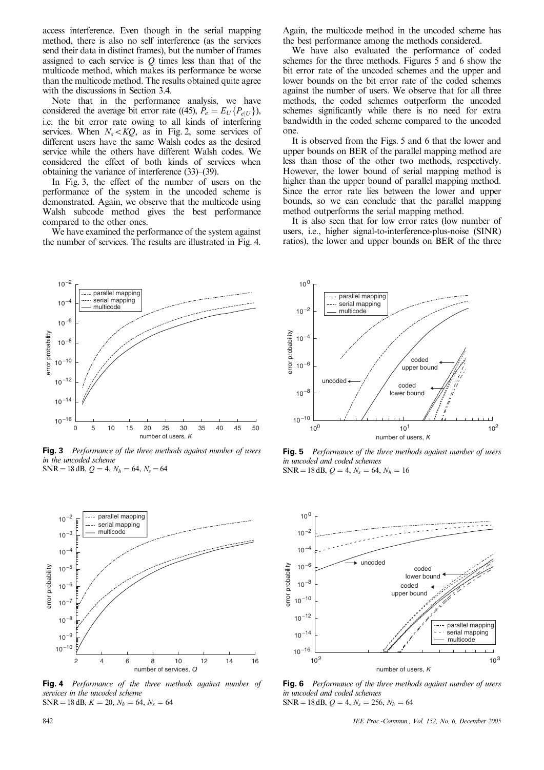access interference. Even though in the serial mapping method, there is also no self interference (as the services send their data in distinct frames), but the number of frames assigned to each service is $Q$ times less than that of the multicode method, which makes its performance be worse than the multicode method. The results obtained quite agree with the discussions in Section 3.4.

Note that in the performance analysis, we have considered the average bit error rate ((45), $P_e = E_U\{P_{e|U}\}$), i.e. the bit error rate owing to all kinds of interfering services. When $N_s < KQ$, as in Fig. 2, some services of different users have the same Walsh codes as the desired service while the others have different Walsh codes. We considered the effect of both kinds of services when obtaining the variance of interference (33)–(39).

In Fig. 3, the effect of the number of users on the performance of the system in the uncoded scheme is demonstrated. Again, we observe that the multicode using Walsh subcode method gives the best performance compared to the other ones.

We have examined the performance of the system against the number of services. The results are illustrated in Fig. 4. Again, the multicode method in the uncoded scheme has the best performance among the methods considered.

We have also evaluated the performance of coded schemes for the three methods. Figures 5 and 6 show the bit error rate of the uncoded schemes and the upper and lower bounds on the bit error rate of the coded schemes against the number of users. We observe that for all three methods, the coded schemes outperform the uncoded schemes significantly while there is no need for extra bandwidth in the coded scheme compared to the uncoded one.

It is observed from the Figs. 5 and 6 that the lower and upper bounds on BER of the parallel mapping method are less than those of the other two methods, respectively. However, the lower bound of serial mapping method is higher than the upper bound of parallel mapping method. Since the error rate lies between the lower and upper bounds, so we can conclude that the parallel mapping method outperforms the serial mapping method.

It is also seen that for low error rates (low number of users, i.e., higher signal-to-interference-plus-noise (SINR) ratios), the lower and upper bounds on BER of the three

**Fig. 3** *Performance of the three methods against number of users in the uncoded scheme*
SNR = 18 dB, $Q = 4$, $N_h = 64$, $N_s = 64$

**Fig. 4** *Performance of the three methods against number of services in the uncoded scheme*
SNR = 18 dB, $K = 20$, $N_h = 64$, $N_s = 64$

**Fig. 5** *Performance of the three methods against number of users in uncoded and coded schemes*
SNR = 18 dB, $Q = 4$, $N_s = 64$, $N_h = 16$

**Fig. 6** *Performance of the three methods against number of users in uncoded and coded schemes*
SNR = 18 dB, $Q = 4$, $N_s = 256$, $N_h = 64$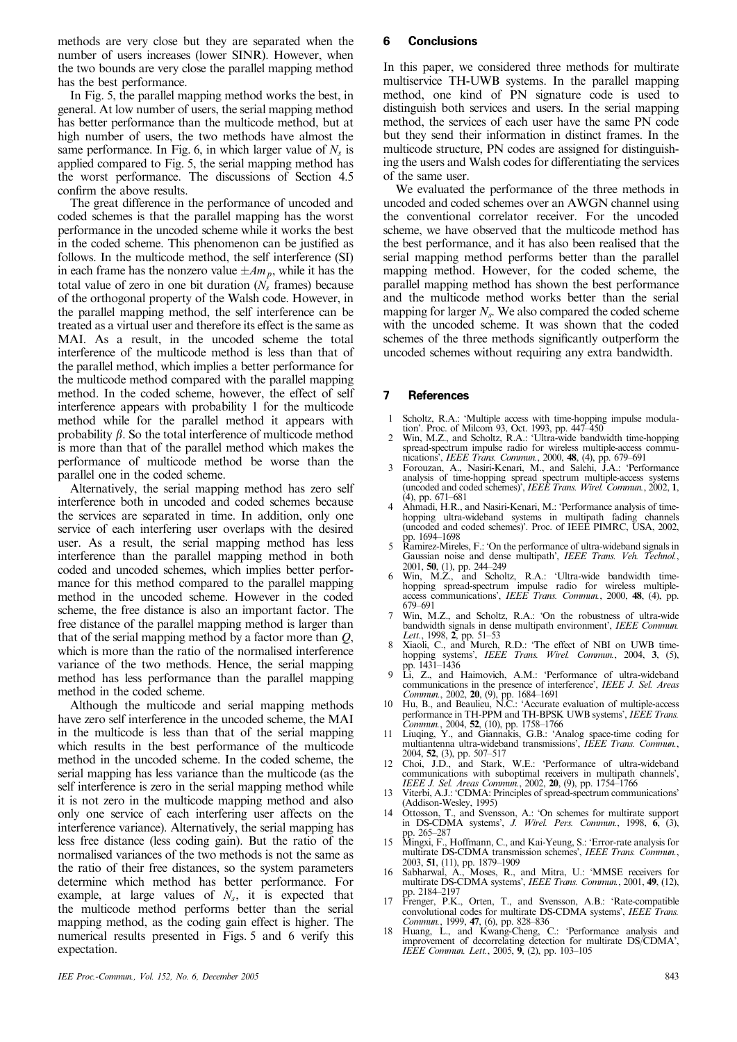methods are very close but they are separated when the number of users increases (lower SINR). However, when the two bounds are very close the parallel mapping method has the best performance.

In Fig. 5, the parallel mapping method works the best, in general. At low number of users, the serial mapping method has better performance than the multicode method, but at high number of users, the two methods have almost the same performance. In Fig. 6, in which larger value of $N_s$ is applied compared to Fig. 5, the serial mapping method has the worst performance. The discussions of Section 4.5 confirm the above results.

The great difference in the performance of uncoded and coded schemes is that the parallel mapping has the worst performance in the uncoded scheme while it works the best in the coded scheme. This phenomenon can be justified as follows. In the multicode method, the self interference (SI) in each frame has the nonzero value $\pm Am_p$, while it has the total value of zero in one bit duration ($N_s$ frames) because of the orthogonal property of the Walsh code. However, in the parallel mapping method, the self interference can be treated as a virtual user and therefore its effect is the same as MAI. As a result, in the uncoded scheme the total interference of the multicode method is less than that of the parallel method, which implies a better performance for the multicode method compared with the parallel mapping method. In the coded scheme, however, the effect of self interference appears with probability 1 for the multicode method while for the parallel method it appears with probability $\beta$. So the total interference of multicode method is more than that of the parallel method which makes the performance of multicode method be worse than the parallel one in the coded scheme.

Alternatively, the serial mapping method has zero self interference both in uncoded and coded schemes because the services are separated in time. In addition, only one service of each interfering user overlaps with the desired user. As a result, the serial mapping method has less interference than the parallel mapping method in both coded and uncoded schemes, which implies better performance for this method compared to the parallel mapping method in the uncoded scheme. However in the coded scheme, the free distance is also an important factor. The free distance of the parallel mapping method is larger than that of the serial mapping method by a factor more than $Q$, which is more than the ratio of the normalised interference variance of the two methods. Hence, the serial mapping method has less performance than the parallel mapping method in the coded scheme.

Although the multicode and serial mapping methods have zero self interference in the uncoded scheme, the MAI in the multicode is less than that of the serial mapping which results in the best performance of the multicode method in the uncoded scheme. In the coded scheme, the serial mapping has less variance than the multicode (as the self interference is zero in the serial mapping method while it is not zero in the multicode mapping method and also only one service of each interfering user affects on the interference variance). Alternatively, the serial mapping has less free distance (less coding gain). But the ratio of the normalised variances of the two methods is not the same as the ratio of their free distances, so the system parameters determine which method has better performance. For example, at large values of $N_s$, it is expected that the multicode method performs better than the serial mapping method, as the coding gain effect is higher. The numerical results presented in Figs. 5 and 6 verify this expectation.

## 6 Conclusions

In this paper, we considered three methods for multirate multiservice TH-UWB systems. In the parallel mapping method, one kind of PN signature code is used to distinguish both services and users. In the serial mapping method, the services of each user have the same PN code but they send their information in distinct frames. In the multicode structure, PN codes are assigned for distinguishing the users and Walsh codes for differentiating the services of the same user.

We evaluated the performance of the three methods in uncoded and coded schemes over an AWGN channel using the conventional correlator receiver. For the uncoded scheme, we have observed that the multicode method has the best performance, and it has also been realised that the serial mapping method performs better than the parallel mapping method. However, for the coded scheme, the parallel mapping method has shown the best performance and the multicode method works better than the serial mapping for larger $N_s$. We also compared the coded scheme with the uncoded scheme. It was shown that the coded schemes of the three methods significantly outperform the uncoded schemes without requiring any extra bandwidth.

## 7 References

1. Scholtz, R.A.: 'Multiple access with time-hopping impulse modulation'. Proc. of Milcom 93, Oct. 1993, pp. 447–450
2. Win, M.Z., and Scholtz, R.A.: 'Ultra-wide bandwidth time-hopping spread-spectrum impulse radio for wireless multiple-access communications', *IEEE Trans. Commun.*, 2000, **48**, (4), pp. 679–691
3. Forouzan, A., Nasiri-Kenari, M., and Salehi, J.A.: 'Performance analysis of time-hopping spread spectrum multiple-access systems (uncoded and coded schemes)', *IEEE Trans. Wirel. Commun.*, 2002, **1**, (4), pp. 671–681
4. Ahmadi, H.R., and Nasiri-Kenari, M.: 'Performance analysis of time-hopping ultra-wideband systems in multipath fading channels (uncoded and coded schemes)'. Proc. of IEEE PIMRC, USA, 2002, pp. 1694–1698
5. Ramirez-Mireles, F.: 'On the performance of ultra-wideband signals in Gaussian noise and dense multipath', *IEEE Trans. Veh. Technol.*, 2001, **50**, (1), pp. 244–249
6. Win, M.Z., and Scholtz, R.A.: 'Ultra-wide bandwidth time-hopping spread-spectrum impulse radio for wireless multiple-access communications', *IEEE Trans. Commun.*, 2000, **48**, (4), pp. 679–691
7. Win, M.Z., and Scholtz, R.A.: 'On the robustness of ultra-wide bandwidth signals in dense multipath environment', *IEEE Commun. Lett.*, 1998, **2**, pp. 51–53
8. Xiaoli, C., and Murch, R.D.: 'The effect of NBI on UWB time-hopping systems', *IEEE Trans. Wirel. Commun.*, 2004, **3**, (5), pp. 1431–1436
9. Li, Z., and Haimovich, A.M.: 'Performance of ultra-wideband communications in the presence of interference', *IEEE J. Sel. Areas Commun.*, 2002, **20**, (9), pp. 1684–1691
10. Hu, B., and Beaulieu, N.C.: 'Accurate evaluation of multiple-access performance in TH-PPM and TH-BPSK UWB systems', *IEEE Trans. Commun.*, 2004, **52**, (10), pp. 1758–1766
11. Liuqing, Y., and Giannakis, G.B.: 'Analog space-time coding for multiantenna ultra-wideband transmissions', *IEEE Trans. Commun.*, 2004, **52**, (3), pp. 507–517
12. Choi, J.D., and Stark, W.E.: 'Performance of ultra-wideband communications with suboptimal receivers in multipath channels', *IEEE J. Sel. Areas Commun.*, 2002, **20**, (9), pp. 1754–1766
13. Viterbi, A.J.: 'CDMA: Principles of spread-spectrum communications' (Addison-Wesley, 1995)
14. Ottosson, T., and Svensson, A.: 'On schemes for multirate support in DS-CDMA systems', *J. Wirel. Pers. Commun.*, 1998, **6**, (3), pp. 265–287
15. Mingxi, F., Hoffmann, C., and Kai-Yeung, S.: 'Error-rate analysis for multirate DS-CDMA transmission schemes', *IEEE Trans. Commun.*, 2003, **51**, (11), pp. 1879–1909
16. Sabharwal, A., Moses, R., and Mitra, U.: 'MMSE receivers for multirate DS-CDMA systems', *IEEE Trans. Commun.*, 2001, **49**, (12), pp. 2184–2197
17. Frenger, P.K., Orten, T., and Svensson, A.B.: 'Rate-compatible convolutional codes for multirate DS-CDMA systems', *IEEE Trans. Commun.*, 1999, **47**, (6), pp. 828–836
18. Huang, L., and Kwang-Cheng, C.: 'Performance analysis and improvement of decorrelating detection for multirate DS/CDMA', *IEEE Commun. Lett.*, 2005, **9**, (2), pp. 103–105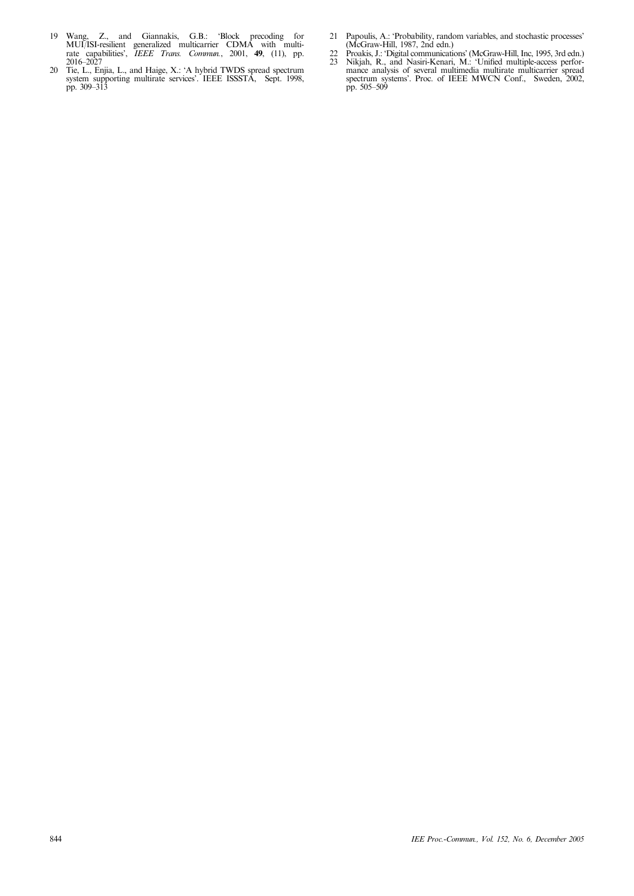19 Wang, Z., and Giannakis, G.B.: 'Block precoding for MUI/ISI-resilient generalized multicarrier CDMA with multirate capabilities', *IEEE Trans. Commun.*, 2001, **49**, (11), pp. 2016–2027

20 Tie, L., Enjia, L., and Haige, X.: 'A hybrid TWDS spread spectrum system supporting multirate services'. IEEE ISSSTA, Sept. 1998, pp. 309–313

21 Papoulis, A.: 'Probability, random variables, and stochastic processes' (McGraw-Hill, 1987, 2nd edn.)

22 Proakis, J.: 'Digital communications' (McGraw-Hill, Inc, 1995, 3rd edn.)

23 Nikjah, R., and Nasiri-Kenari, M.: 'Unified multiple-access performance analysis of several multimedia multirate multicarrier spread spectrum systems'. Proc. of IEEE MWCN Conf., Sweden, 2002, pp. 505–509